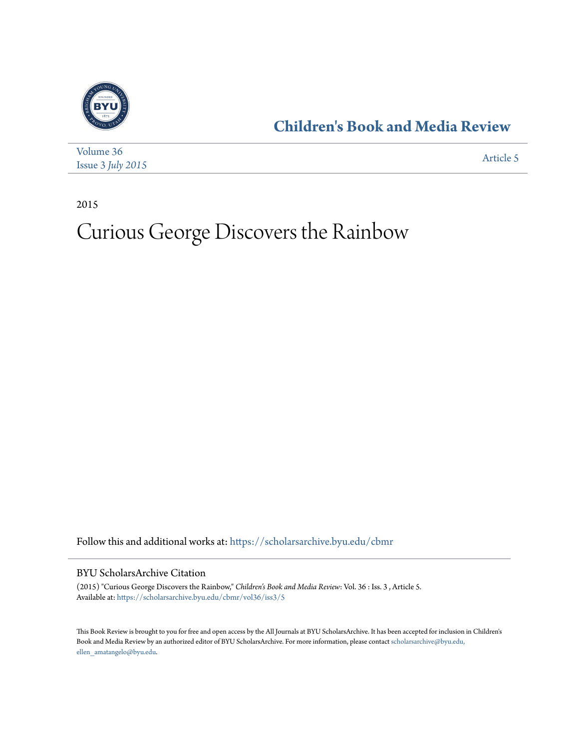# Children's Book and Media Review

Volume 36
Issue 3 *July 2015*

Article 5

2015

# Curious George Discovers the Rainbow

Follow this and additional works at: https://scholarsarchive.byu.edu/cbmr

## BYU ScholarsArchive Citation

(2015) "Curious George Discovers the Rainbow," *Children's Book and Media Review*: Vol. 36 : Iss. 3 , Article 5.
Available at: https://scholarsarchive.byu.edu/cbmr/vol36/iss3/5

This Book Review is brought to you for free and open access by the All Journals at BYU ScholarsArchive. It has been accepted for inclusion in Children's Book and Media Review by an authorized editor of BYU ScholarsArchive. For more information, please contact scholarsarchive@byu.edu, ellen_amatangelo@byu.edu.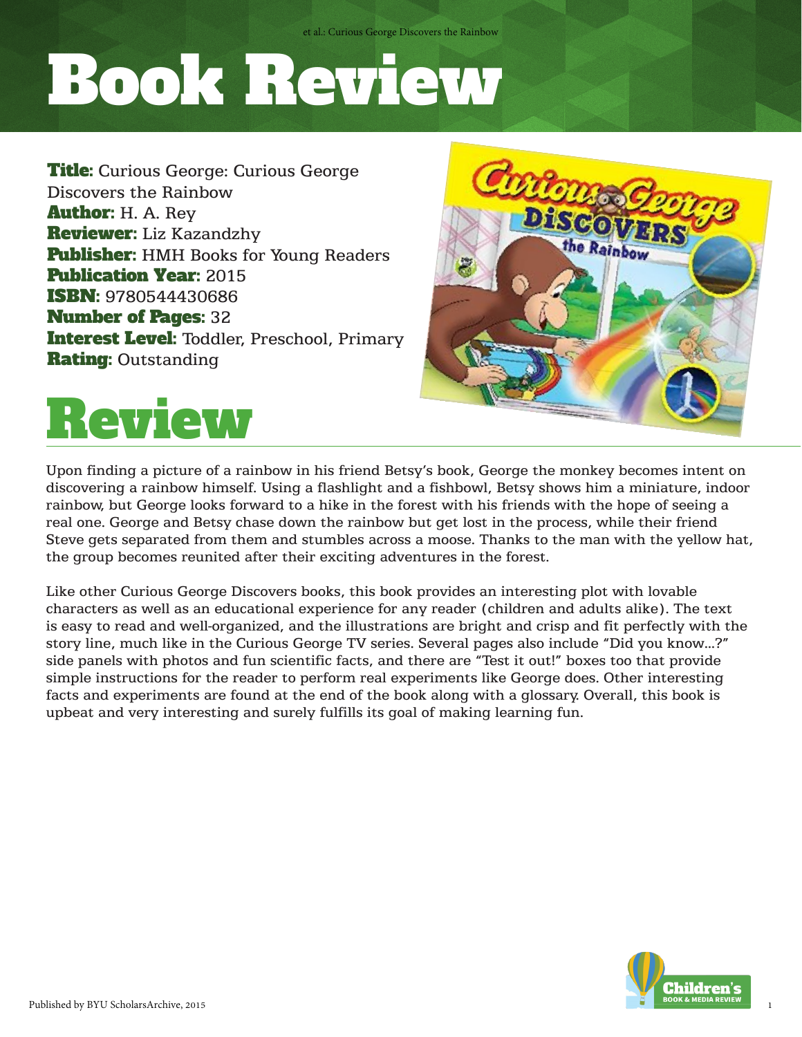# Book Review

**Title:** Curious George: Curious George Discovers the Rainbow
**Author:** H. A. Rey
**Reviewer:** Liz Kazandzhy
**Publisher:** HMH Books for Young Readers
**Publication Year:** 2015
**ISBN:** 9780544430686
**Number of Pages:** 32
**Interest Level:** Toddler, Preschool, Primary
**Rating:** Outstanding

# Review

Upon finding a picture of a rainbow in his friend Betsy's book, George the monkey becomes intent on discovering a rainbow himself. Using a flashlight and a fishbowl, Betsy shows him a miniature, indoor rainbow, but George looks forward to a hike in the forest with his friends with the hope of seeing a real one. George and Betsy chase down the rainbow but get lost in the process, while their friend Steve gets separated from them and stumbles across a moose. Thanks to the man with the yellow hat, the group becomes reunited after their exciting adventures in the forest.

Like other Curious George Discovers books, this book provides an interesting plot with lovable characters as well as an educational experience for any reader (children and adults alike). The text is easy to read and well-organized, and the illustrations are bright and crisp and fit perfectly with the story line, much like in the Curious George TV series. Several pages also include "Did you know...?" side panels with photos and fun scientific facts, and there are "Test it out!" boxes too that provide simple instructions for the reader to perform real experiments like George does. Other interesting facts and experiments are found at the end of the book along with a glossary. Overall, this book is upbeat and very interesting and surely fulfills its goal of making learning fun.